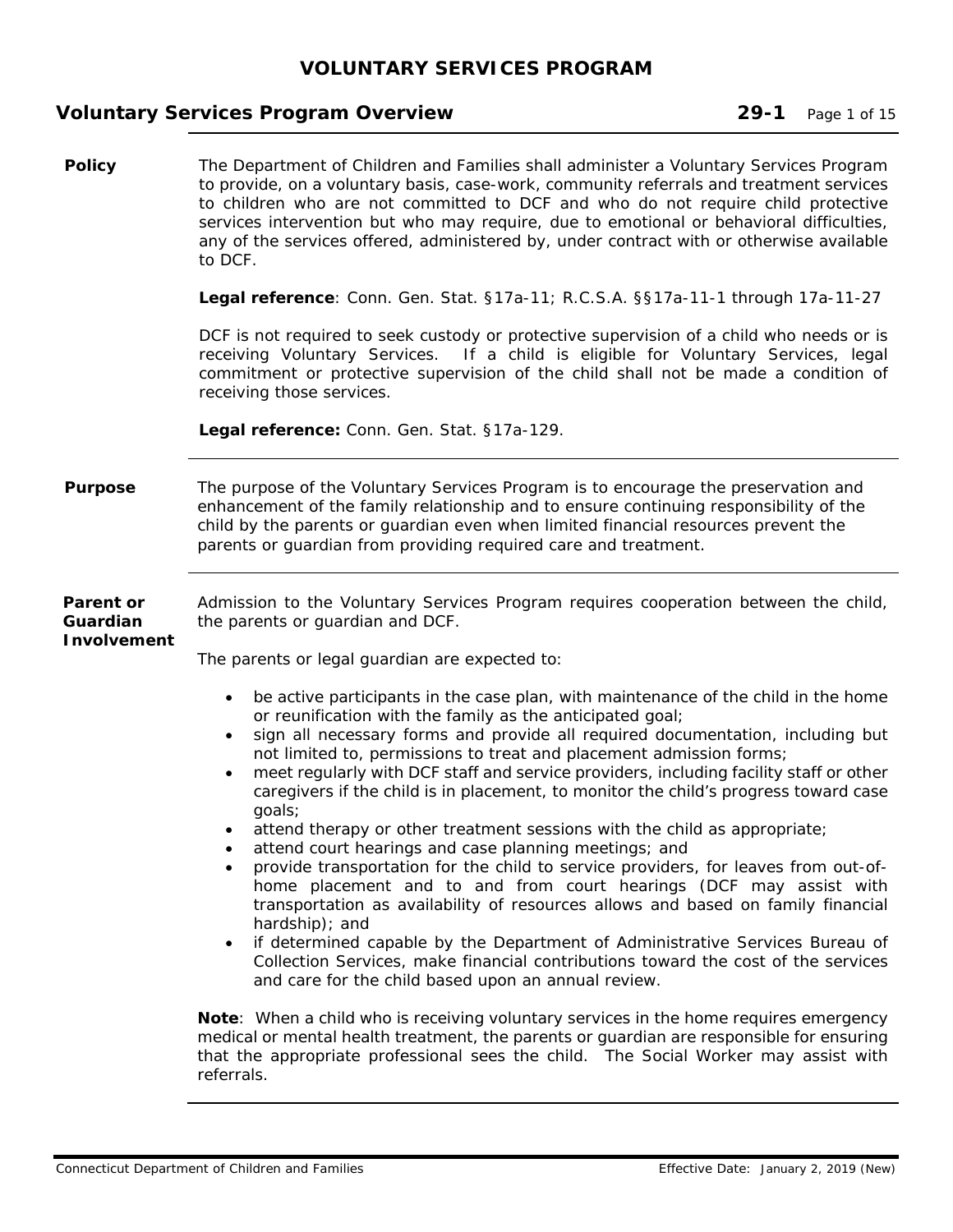# VOLUNTARY SERVICES PROGRAM

## Voluntary Services Program Overview **29-1**

### Policy

The Department of Children and Families shall administer a Voluntary Services Program to provide, on a voluntary basis, case-work, community referrals and treatment services to children who are not committed to DCF and who do not require child protective services intervention but who may require, due to emotional or behavioral difficulties, any of the services offered, administered by, under contract with or otherwise available to DCF.

**Legal reference**: Conn. Gen. Stat. §17a-11; R.C.S.A. §§17a-11-1 through 17a-11-27

DCF is not required to seek custody or protective supervision of a child who needs or is receiving Voluntary Services. If a child is eligible for Voluntary Services, legal commitment or protective supervision of the child shall not be made a condition of receiving those services.

**Legal reference:** Conn. Gen. Stat. §17a-129.

### Purpose

The purpose of the Voluntary Services Program is to encourage the preservation and enhancement of the family relationship and to ensure continuing responsibility of the child by the parents or guardian even when limited financial resources prevent the parents or guardian from providing required care and treatment.

### Parent or Guardian Involvement

Admission to the Voluntary Services Program requires cooperation between the child, the parents or guardian and DCF.

The parents or legal guardian are expected to:

- be active participants in the case plan, with maintenance of the child in the home or reunification with the family as the anticipated goal;
- sign all necessary forms and provide all required documentation, including but not limited to, permissions to treat and placement admission forms;
- meet regularly with DCF staff and service providers, including facility staff or other caregivers if the child is in placement, to monitor the child's progress toward case goals;
- attend therapy or other treatment sessions with the child as appropriate;
- attend court hearings and case planning meetings; and
- provide transportation for the child to service providers, for leaves from out-of-home placement and to and from court hearings (DCF may assist with transportation as availability of resources allows and based on family financial hardship); and
- if determined capable by the Department of Administrative Services Bureau of Collection Services, make financial contributions toward the cost of the services and care for the child based upon an annual review.

**Note**: When a child who is receiving voluntary services in the home requires emergency medical or mental health treatment, the parents or guardian are responsible for ensuring that the appropriate professional sees the child. The Social Worker may assist with referrals.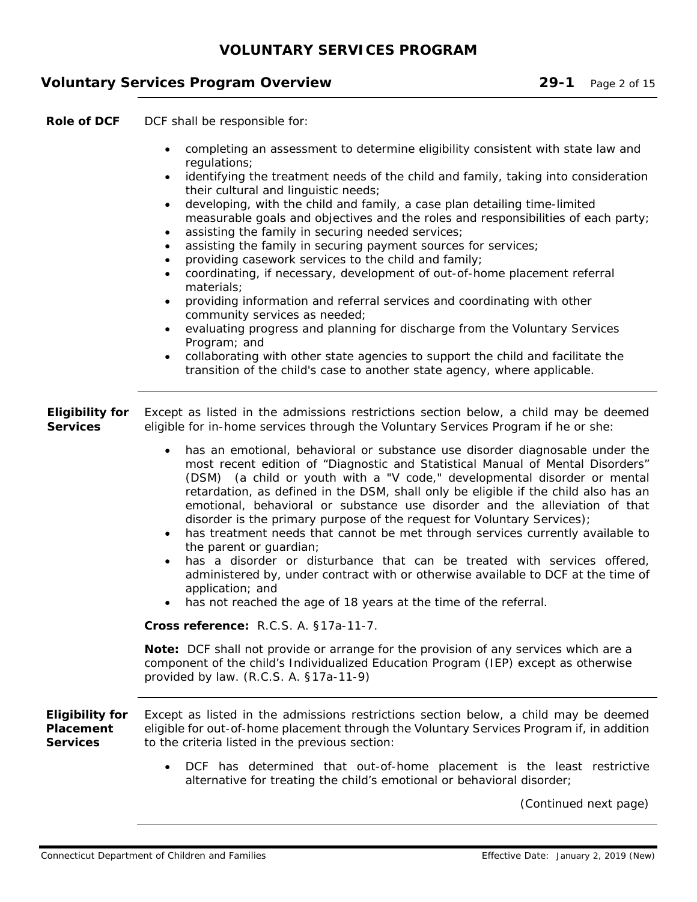**Role of DCF**

DCF shall be responsible for:

- completing an assessment to determine eligibility consistent with state law and regulations;
- identifying the treatment needs of the child and family, taking into consideration their cultural and linguistic needs;
- developing, with the child and family, a case plan detailing time-limited measurable goals and objectives and the roles and responsibilities of each party;
- assisting the family in securing needed services;
- assisting the family in securing payment sources for services;
- providing casework services to the child and family;
- coordinating, if necessary, development of out-of-home placement referral materials;
- providing information and referral services and coordinating with other community services as needed;
- evaluating progress and planning for discharge from the Voluntary Services Program; and
- collaborating with other state agencies to support the child and facilitate the transition of the child's case to another state agency, where applicable.

**Eligibility for Services**

Except as listed in the admissions restrictions section below, a child may be deemed eligible for in-home services through the Voluntary Services Program if he or she:

- has an emotional, behavioral or substance use disorder diagnosable under the most recent edition of "Diagnostic and Statistical Manual of Mental Disorders" (DSM) (a child or youth with a "V code," developmental disorder or mental retardation, as defined in the DSM, shall only be eligible if the child also has an emotional, behavioral or substance use disorder and the alleviation of that disorder is the primary purpose of the request for Voluntary Services);
- has treatment needs that cannot be met through services currently available to the parent or guardian;
- has a disorder or disturbance that can be treated with services offered, administered by, under contract with or otherwise available to DCF at the time of application; and
- has not reached the age of 18 years at the time of the referral.

**Cross reference:** R.C.S. A. §17a-11-7.

**Note:** DCF shall not provide or arrange for the provision of any services which are a component of the child's Individualized Education Program (IEP) except as otherwise provided by law. (R.C.S. A. §17a-11-9)

**Eligibility for Placement Services**

Except as listed in the admissions restrictions section below, a child may be deemed eligible for out-of-home placement through the Voluntary Services Program if, in addition to the criteria listed in the previous section:

- DCF has determined that out-of-home placement is the least restrictive alternative for treating the child's emotional or behavioral disorder;

*(Continued next page)*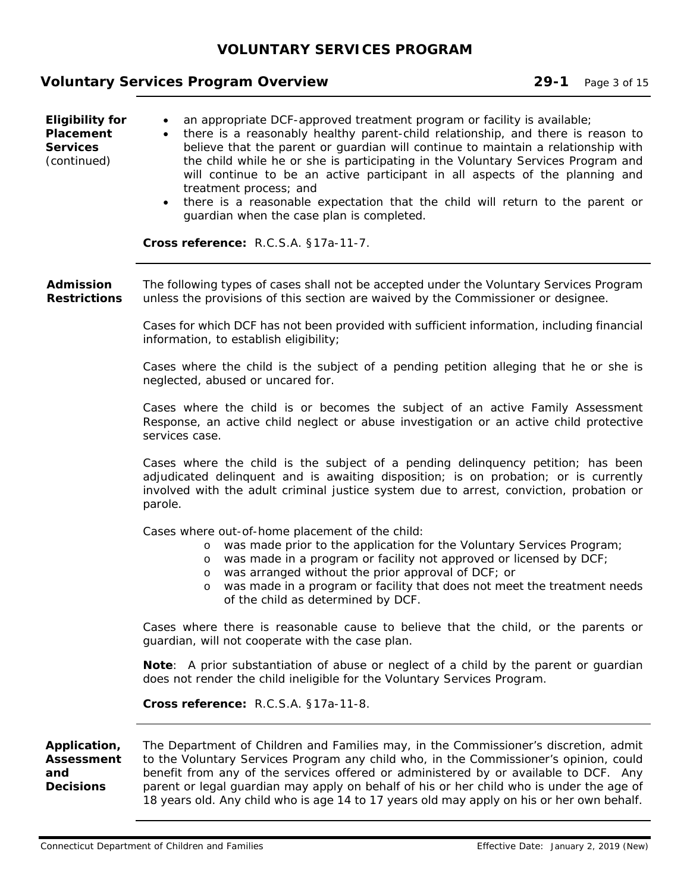**Eligibility for Placement Services** (continued)

- an appropriate DCF-approved treatment program or facility is available;
- there is a reasonably healthy parent-child relationship, and there is reason to believe that the parent or guardian will continue to maintain a relationship with the child while he or she is participating in the Voluntary Services Program and will continue to be an active participant in all aspects of the planning and treatment process; and
- there is a reasonable expectation that the child will return to the parent or guardian when the case plan is completed.

**Cross reference:** R.C.S.A. §17a-11-7.

**Admission Restrictions**

The following types of cases shall not be accepted under the Voluntary Services Program unless the provisions of this section are waived by the Commissioner or designee.

Cases for which DCF has not been provided with sufficient information, including financial information, to establish eligibility;

Cases where the child is the subject of a pending petition alleging that he or she is neglected, abused or uncared for.

Cases where the child is or becomes the subject of an active Family Assessment Response, an active child neglect or abuse investigation or an active child protective services case.

Cases where the child is the subject of a pending delinquency petition; has been adjudicated delinquent and is awaiting disposition; is on probation; or is currently involved with the adult criminal justice system due to arrest, conviction, probation or parole.

Cases where out-of-home placement of the child:

- was made prior to the application for the Voluntary Services Program;
- was made in a program or facility not approved or licensed by DCF;
- was arranged without the prior approval of DCF; or
- was made in a program or facility that does not meet the treatment needs of the child as determined by DCF.

Cases where there is reasonable cause to believe that the child, or the parents or guardian, will not cooperate with the case plan.

**Note**: A prior substantiation of abuse or neglect of a child by the parent or guardian does not render the child ineligible for the Voluntary Services Program.

**Cross reference:** R.C.S.A. §17a-11-8.

**Application, Assessment and Decisions**

The Department of Children and Families may, in the Commissioner's discretion, admit to the Voluntary Services Program any child who, in the Commissioner's opinion, could benefit from any of the services offered or administered by or available to DCF. Any parent or legal guardian may apply on behalf of his or her child who is under the age of 18 years old. Any child who is age 14 to 17 years old may apply on his or her own behalf.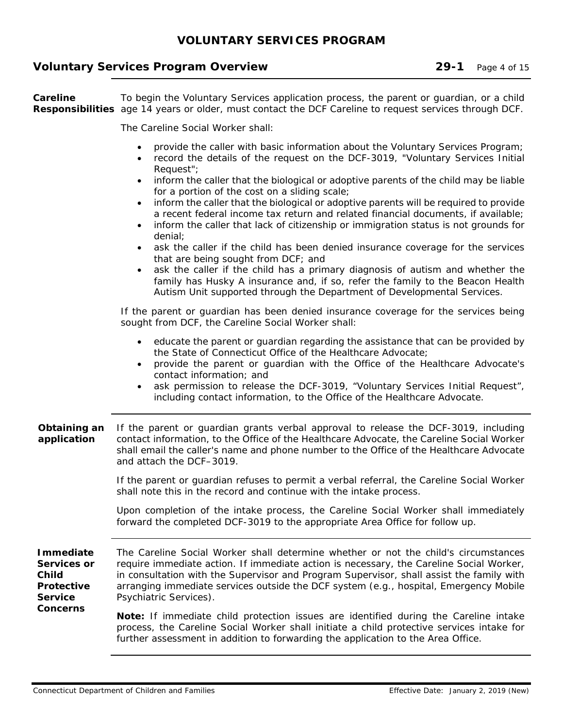### Careline Responsibilities

To begin the Voluntary Services application process, the parent or guardian, or a child age 14 years or older, must contact the DCF Careline to request services through DCF.

The Careline Social Worker shall:

- provide the caller with basic information about the Voluntary Services Program;
- record the details of the request on the DCF-3019, "Voluntary Services Initial Request";
- inform the caller that the biological or adoptive parents of the child may be liable for a portion of the cost on a sliding scale;
- inform the caller that the biological or adoptive parents will be required to provide a recent federal income tax return and related financial documents, if available;
- inform the caller that lack of citizenship or immigration status is not grounds for denial;
- ask the caller if the child has been denied insurance coverage for the services that are being sought from DCF; and
- ask the caller if the child has a primary diagnosis of autism and whether the family has Husky A insurance and, if so, refer the family to the Beacon Health Autism Unit supported through the Department of Developmental Services.

If the parent or guardian has been denied insurance coverage for the services being sought from DCF, the Careline Social Worker shall:

- educate the parent or guardian regarding the assistance that can be provided by the State of Connecticut Office of the Healthcare Advocate;
- provide the parent or guardian with the Office of the Healthcare Advocate's contact information; and
- ask permission to release the DCF-3019, "Voluntary Services Initial Request", including contact information, to the Office of the Healthcare Advocate.

### *Obtaining an application*

If the parent or guardian grants verbal approval to release the DCF-3019, including contact information, to the Office of the Healthcare Advocate, the Careline Social Worker shall email the caller's name and phone number to the Office of the Healthcare Advocate and attach the DCF–3019.

If the parent or guardian refuses to permit a verbal referral, the Careline Social Worker shall note this in the record and continue with the intake process.

Upon completion of the intake process, the Careline Social Worker shall immediately forward the completed DCF-3019 to the appropriate Area Office for follow up.

### *Immediate Services or Child Protective Service Concerns*

The Careline Social Worker shall determine whether or not the child's circumstances require immediate action. If immediate action is necessary, the Careline Social Worker, in consultation with the Supervisor and Program Supervisor, shall assist the family with arranging immediate services outside the DCF system (e.g., hospital, Emergency Mobile Psychiatric Services).

**Note:** If immediate child protection issues are identified during the Careline intake process, the Careline Social Worker shall initiate a child protective services intake for further assessment in addition to forwarding the application to the Area Office.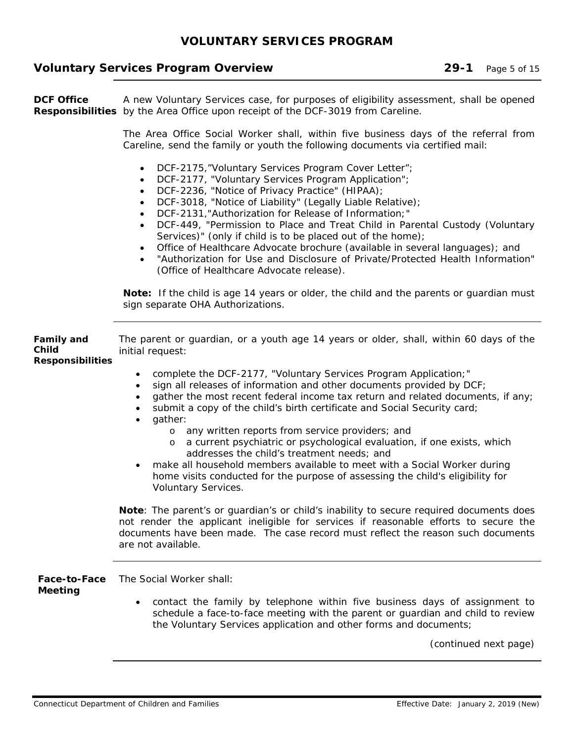**DCF Office Responsibilities**

A new Voluntary Services case, for purposes of eligibility assessment, shall be opened by the Area Office upon receipt of the DCF-3019 from Careline.

The Area Office Social Worker shall, within five business days of the referral from Careline, send the family or youth the following documents via certified mail:

- DCF-2175,"Voluntary Services Program Cover Letter";
- DCF-2177, "Voluntary Services Program Application";
- DCF-2236, "Notice of Privacy Practice" (HIPAA);
- DCF-3018, "Notice of Liability" (Legally Liable Relative);
- DCF-2131,"Authorization for Release of Information;"
- DCF-449, "Permission to Place and Treat Child in Parental Custody (Voluntary Services)" (only if child is to be placed out of the home);
- Office of Healthcare Advocate brochure (available in several languages); and
- "Authorization for Use and Disclosure of Private/Protected Health Information" (Office of Healthcare Advocate release).

**Note:** If the child is age 14 years or older, the child and the parents or guardian must sign separate OHA Authorizations.

---

**Family and Child Responsibilities**

The parent or guardian, or a youth age 14 years or older, shall, within 60 days of the initial request:

- complete the DCF-2177, "Voluntary Services Program Application;"
- sign all releases of information and other documents provided by DCF;
- gather the most recent federal income tax return and related documents, if any;
- submit a copy of the child's birth certificate and Social Security card;
- gather:
  - any written reports from service providers; and
  - a current psychiatric or psychological evaluation, if one exists, which addresses the child's treatment needs; and
- make all household members available to meet with a Social Worker during home visits conducted for the purpose of assessing the child's eligibility for Voluntary Services.

**Note**: The parent's or guardian's or child's inability to secure required documents does not render the applicant ineligible for services if reasonable efforts to secure the documents have been made. The case record must reflect the reason such documents are not available.

---

**Face-to-Face Meeting**

The Social Worker shall:

- contact the family by telephone within five business days of assignment to schedule a face-to-face meeting with the parent or guardian and child to review the Voluntary Services application and other forms and documents;

*(continued next page)*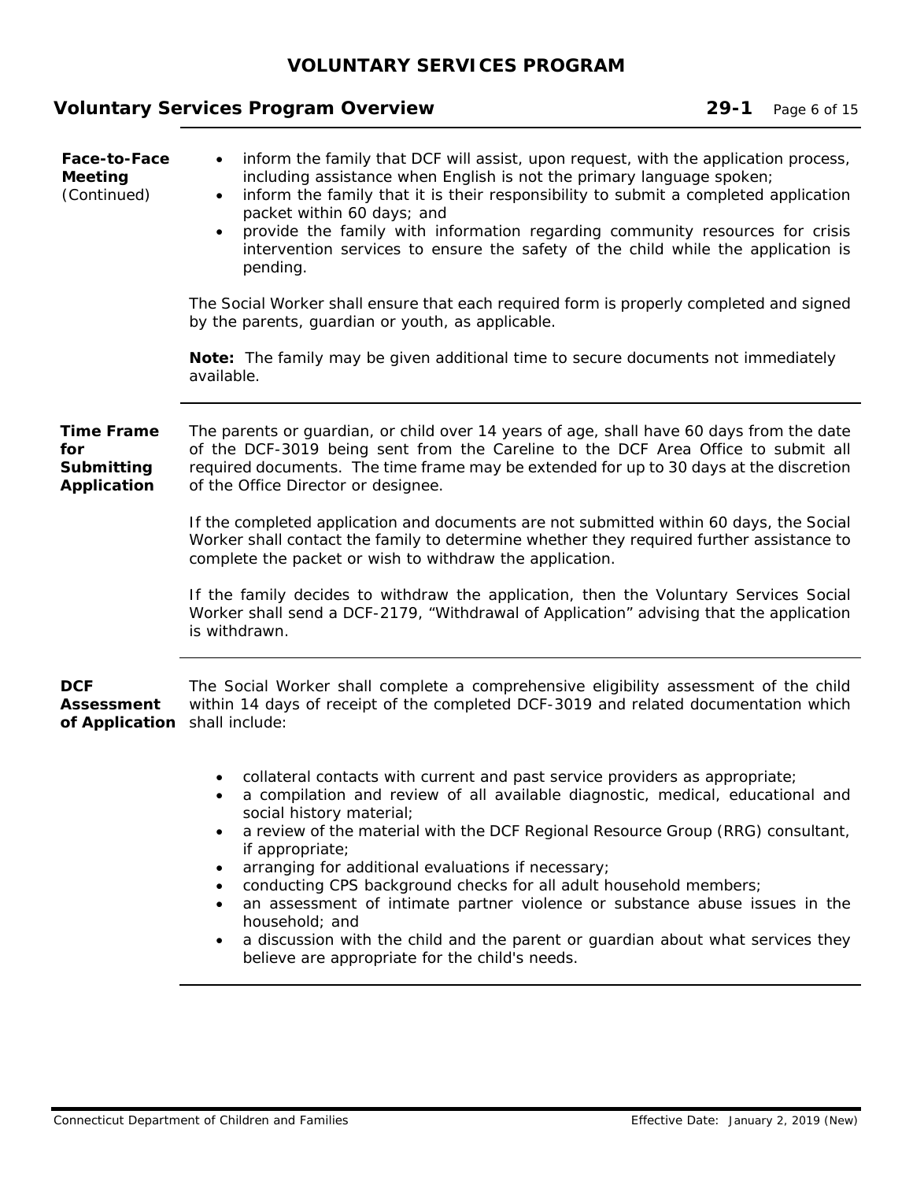**Face-to-Face Meeting** (Continued)

- inform the family that DCF will assist, upon request, with the application process, including assistance when English is not the primary language spoken;
- inform the family that it is their responsibility to submit a completed application packet within 60 days; and
- provide the family with information regarding community resources for crisis intervention services to ensure the safety of the child while the application is pending.

The Social Worker shall ensure that each required form is properly completed and signed by the parents, guardian or youth, as applicable.

**Note:** The family may be given additional time to secure documents not immediately available.

**Time Frame for Submitting Application**

The parents or guardian, or child over 14 years of age, shall have 60 days from the date of the DCF-3019 being sent from the Careline to the DCF Area Office to submit all required documents. The time frame may be extended for up to 30 days at the discretion of the Office Director or designee.

If the completed application and documents are not submitted within 60 days, the Social Worker shall contact the family to determine whether they required further assistance to complete the packet or wish to withdraw the application.

If the family decides to withdraw the application, then the Voluntary Services Social Worker shall send a DCF-2179, "Withdrawal of Application" advising that the application is withdrawn.

**DCF Assessment of Application**

The Social Worker shall complete a comprehensive eligibility assessment of the child within 14 days of receipt of the completed DCF-3019 and related documentation which shall include:

- collateral contacts with current and past service providers as appropriate;
- a compilation and review of all available diagnostic, medical, educational and social history material;
- a review of the material with the DCF Regional Resource Group (RRG) consultant, if appropriate;
- arranging for additional evaluations if necessary;
- conducting CPS background checks for all adult household members;
- an assessment of intimate partner violence or substance abuse issues in the household; and
- a discussion with the child and the parent or guardian about what services they believe are appropriate for the child's needs.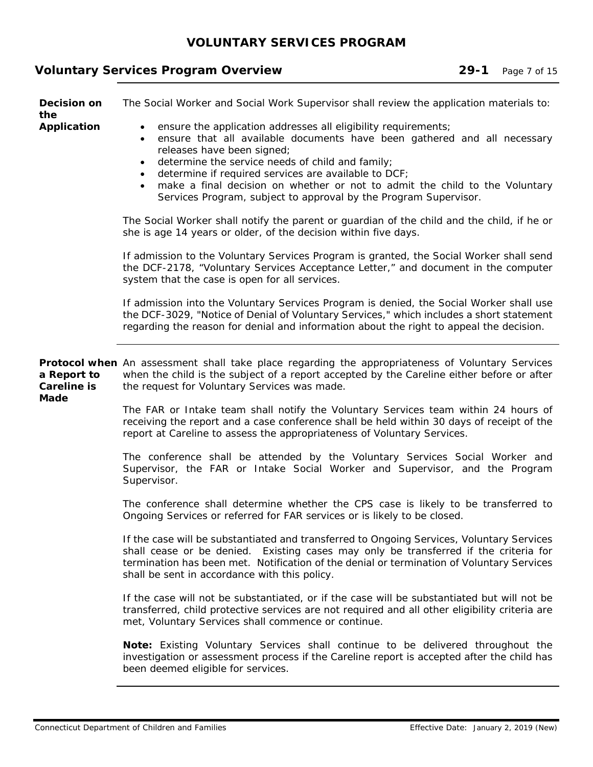**Decision on the Application**

The Social Worker and Social Work Supervisor shall review the application materials to:

- ensure the application addresses all eligibility requirements;
- ensure that all available documents have been gathered and all necessary releases have been signed;
- determine the service needs of child and family;
- determine if required services are available to DCF;
- make a final decision on whether or not to admit the child to the Voluntary Services Program, subject to approval by the Program Supervisor.

The Social Worker shall notify the parent or guardian of the child and the child, if he or she is age 14 years or older, of the decision within five days.

If admission to the Voluntary Services Program is granted, the Social Worker shall send the DCF-2178, "Voluntary Services Acceptance Letter," and document in the computer system that the case is open for all services.

If admission into the Voluntary Services Program is denied, the Social Worker shall use the DCF-3029, "Notice of Denial of Voluntary Services," which includes a short statement regarding the reason for denial and information about the right to appeal the decision.

**Protocol when a Report to Careline is Made**

An assessment shall take place regarding the appropriateness of Voluntary Services when the child is the subject of a report accepted by the Careline either before or after the request for Voluntary Services was made.

The FAR or Intake team shall notify the Voluntary Services team within 24 hours of receiving the report and a case conference shall be held within 30 days of receipt of the report at Careline to assess the appropriateness of Voluntary Services.

The conference shall be attended by the Voluntary Services Social Worker and Supervisor, the FAR or Intake Social Worker and Supervisor, and the Program Supervisor.

The conference shall determine whether the CPS case is likely to be transferred to Ongoing Services or referred for FAR services or is likely to be closed.

If the case will be substantiated and transferred to Ongoing Services, Voluntary Services shall cease or be denied. Existing cases may only be transferred if the criteria for termination has been met. Notification of the denial or termination of Voluntary Services shall be sent in accordance with this policy.

If the case will not be substantiated, or if the case will be substantiated but will not be transferred, child protective services are not required and all other eligibility criteria are met, Voluntary Services shall commence or continue.

**Note:** Existing Voluntary Services shall continue to be delivered throughout the investigation or assessment process if the Careline report is accepted after the child has been deemed eligible for services.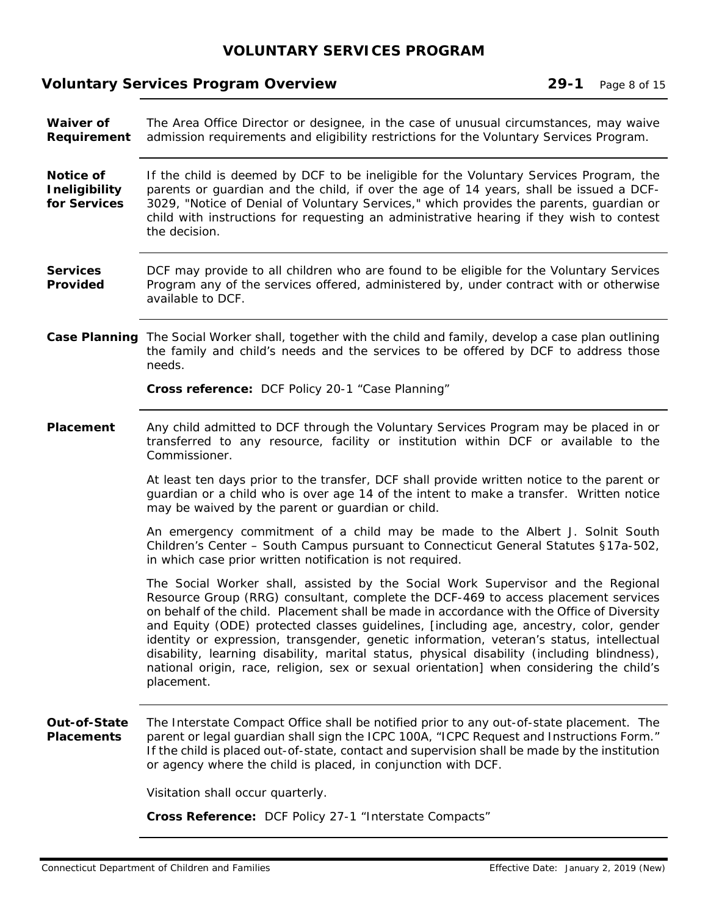**Waiver of Requirement**

The Area Office Director or designee, in the case of unusual circumstances, may waive admission requirements and eligibility restrictions for the Voluntary Services Program.

**Notice of Ineligibility for Services**

If the child is deemed by DCF to be ineligible for the Voluntary Services Program, the parents or guardian and the child, if over the age of 14 years, shall be issued a DCF-3029, "Notice of Denial of Voluntary Services," which provides the parents, guardian or child with instructions for requesting an administrative hearing if they wish to contest the decision.

**Services Provided**

DCF may provide to all children who are found to be eligible for the Voluntary Services Program any of the services offered, administered by, under contract with or otherwise available to DCF.

**Case Planning**

The Social Worker shall, together with the child and family, develop a case plan outlining the family and child's needs and the services to be offered by DCF to address those needs.

**Cross reference:** DCF Policy 20-1 "Case Planning"

**Placement**

Any child admitted to DCF through the Voluntary Services Program may be placed in or transferred to any resource, facility or institution within DCF or available to the Commissioner.

At least ten days prior to the transfer, DCF shall provide written notice to the parent or guardian or a child who is over age 14 of the intent to make a transfer. Written notice may be waived by the parent or guardian or child.

An emergency commitment of a child may be made to the Albert J. Solnit South Children's Center – South Campus pursuant to Connecticut General Statutes §17a-502, in which case prior written notification is not required.

The Social Worker shall, assisted by the Social Work Supervisor and the Regional Resource Group (RRG) consultant, complete the DCF-469 to access placement services on behalf of the child. Placement shall be made in accordance with the Office of Diversity and Equity (ODE) protected classes guidelines, [including age, ancestry, color, gender identity or expression, transgender, genetic information, veteran's status, intellectual disability, learning disability, marital status, physical disability (including blindness), national origin, race, religion, sex or sexual orientation] when considering the child's placement.

**Out-of-State Placements**

The Interstate Compact Office shall be notified prior to any out-of-state placement. The parent or legal guardian shall sign the ICPC 100A, "ICPC Request and Instructions Form." If the child is placed out-of-state, contact and supervision shall be made by the institution or agency where the child is placed, in conjunction with DCF.

Visitation shall occur quarterly.

**Cross Reference:** DCF Policy 27-1 "Interstate Compacts"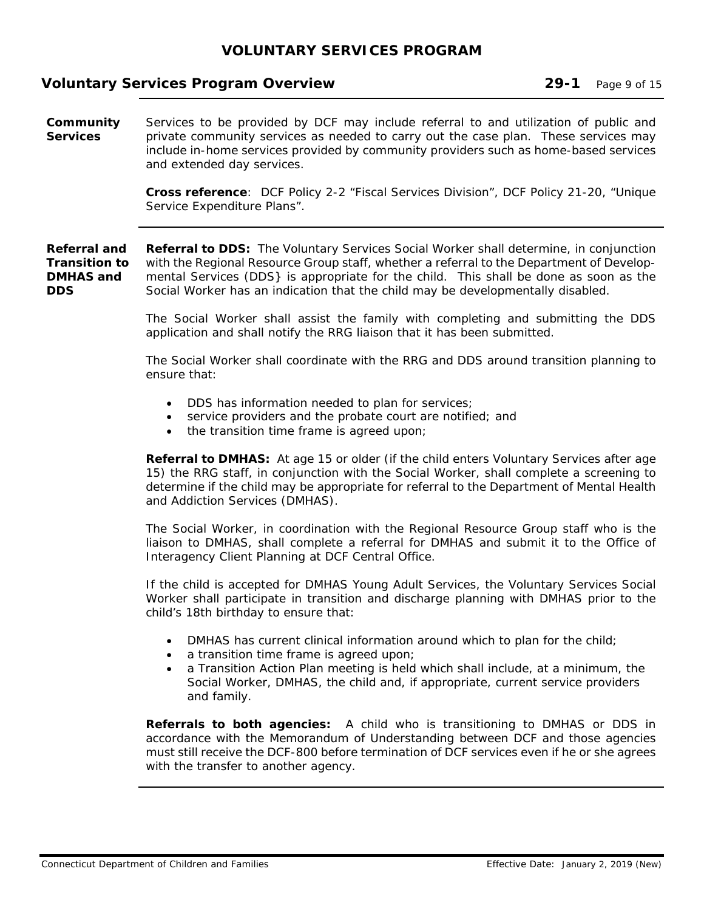**Community Services**

Services to be provided by DCF may include referral to and utilization of public and private community services as needed to carry out the case plan. These services may include in-home services provided by community providers such as home-based services and extended day services.

**Cross reference**: DCF Policy 2-2 "Fiscal Services Division", DCF Policy 21-20, "Unique Service Expenditure Plans".

**Referral and Transition to DMHAS and DDS**

**Referral to DDS:** The Voluntary Services Social Worker shall determine, in conjunction with the Regional Resource Group staff, whether a referral to the Department of Developmental Services (DDS} is appropriate for the child. This shall be done as soon as the Social Worker has an indication that the child may be developmentally disabled.

The Social Worker shall assist the family with completing and submitting the DDS application and shall notify the RRG liaison that it has been submitted.

The Social Worker shall coordinate with the RRG and DDS around transition planning to ensure that:

- DDS has information needed to plan for services;
- service providers and the probate court are notified; and
- the transition time frame is agreed upon;

**Referral to DMHAS:** At age 15 or older (if the child enters Voluntary Services after age 15) the RRG staff, in conjunction with the Social Worker, shall complete a screening to determine if the child may be appropriate for referral to the Department of Mental Health and Addiction Services (DMHAS).

The Social Worker, in coordination with the Regional Resource Group staff who is the liaison to DMHAS, shall complete a referral for DMHAS and submit it to the Office of Interagency Client Planning at DCF Central Office.

If the child is accepted for DMHAS Young Adult Services, the Voluntary Services Social Worker shall participate in transition and discharge planning with DMHAS prior to the child's 18th birthday to ensure that:

- DMHAS has current clinical information around which to plan for the child;
- a transition time frame is agreed upon;
- a Transition Action Plan meeting is held which shall include, at a minimum, the Social Worker, DMHAS, the child and, if appropriate, current service providers and family.

**Referrals to both agencies:** A child who is transitioning to DMHAS or DDS in accordance with the Memorandum of Understanding between DCF and those agencies must still receive the DCF-800 before termination of DCF services even if he or she agrees with the transfer to another agency.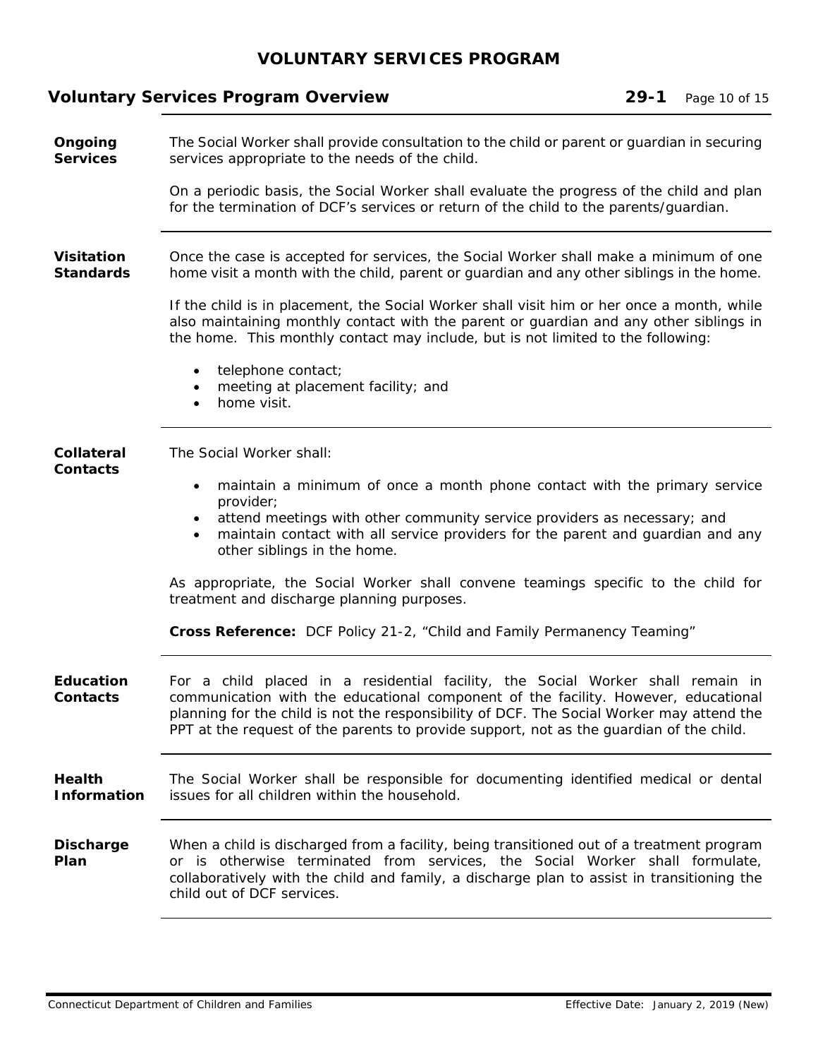## Ongoing Services

The Social Worker shall provide consultation to the child or parent or guardian in securing services appropriate to the needs of the child.

On a periodic basis, the Social Worker shall evaluate the progress of the child and plan for the termination of DCF's services or return of the child to the parents/guardian.

## Visitation Standards

Once the case is accepted for services, the Social Worker shall make a minimum of one home visit a month with the child, parent or guardian and any other siblings in the home.

If the child is in placement, the Social Worker shall visit him or her once a month, while also maintaining monthly contact with the parent or guardian and any other siblings in the home. This monthly contact may include, but is not limited to the following:

- telephone contact;
- meeting at placement facility; and
- home visit.

## Collateral Contacts

The Social Worker shall:

- maintain a minimum of once a month phone contact with the primary service provider;
- attend meetings with other community service providers as necessary; and
- maintain contact with all service providers for the parent and guardian and any other siblings in the home.

As appropriate, the Social Worker shall convene teamings specific to the child for treatment and discharge planning purposes.

**Cross Reference:** DCF Policy 21-2, "Child and Family Permanency Teaming"

## Education Contacts

For a child placed in a residential facility, the Social Worker shall remain in communication with the educational component of the facility. However, educational planning for the child is not the responsibility of DCF. The Social Worker may attend the PPT at the request of the parents to provide support, not as the guardian of the child.

## Health Information

The Social Worker shall be responsible for documenting identified medical or dental issues for all children within the household.

## Discharge Plan

When a child is discharged from a facility, being transitioned out of a treatment program or is otherwise terminated from services, the Social Worker shall formulate, collaboratively with the child and family, a discharge plan to assist in transitioning the child out of DCF services.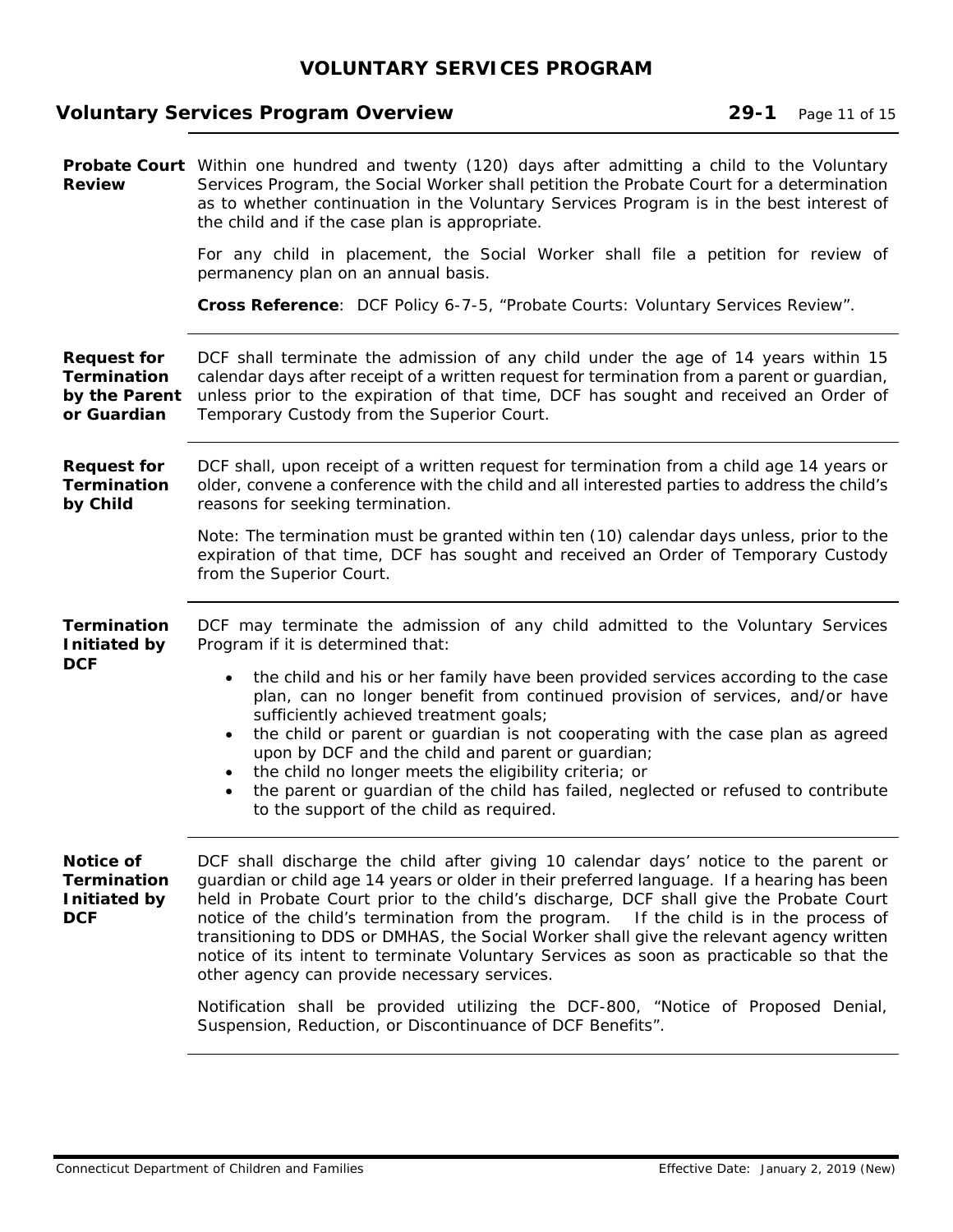### Probate Court Review

Within one hundred and twenty (120) days after admitting a child to the Voluntary Services Program, the Social Worker shall petition the Probate Court for a determination as to whether continuation in the Voluntary Services Program is in the best interest of the child and if the case plan is appropriate.

For any child in placement, the Social Worker shall file a petition for review of permanency plan on an annual basis.

**Cross Reference**: DCF Policy 6-7-5, "Probate Courts: Voluntary Services Review".

### Request for Termination by the Parent or Guardian

DCF shall terminate the admission of any child under the age of 14 years within 15 calendar days after receipt of a written request for termination from a parent or guardian, unless prior to the expiration of that time, DCF has sought and received an Order of Temporary Custody from the Superior Court.

### Request for Termination by Child

DCF shall, upon receipt of a written request for termination from a child age 14 years or older, convene a conference with the child and all interested parties to address the child's reasons for seeking termination.

Note: The termination must be granted within ten (10) calendar days unless, prior to the expiration of that time, DCF has sought and received an Order of Temporary Custody from the Superior Court.

### Termination Initiated by DCF

DCF may terminate the admission of any child admitted to the Voluntary Services Program if it is determined that:

- the child and his or her family have been provided services according to the case plan, can no longer benefit from continued provision of services, and/or have sufficiently achieved treatment goals;
- the child or parent or guardian is not cooperating with the case plan as agreed upon by DCF and the child and parent or guardian;
- the child no longer meets the eligibility criteria; or
- the parent or guardian of the child has failed, neglected or refused to contribute to the support of the child as required.

### Notice of Termination Initiated by DCF

DCF shall discharge the child after giving 10 calendar days' notice to the parent or guardian or child age 14 years or older in their preferred language. If a hearing has been held in Probate Court prior to the child's discharge, DCF shall give the Probate Court notice of the child's termination from the program. If the child is in the process of transitioning to DDS or DMHAS, the Social Worker shall give the relevant agency written notice of its intent to terminate Voluntary Services as soon as practicable so that the other agency can provide necessary services.

Notification shall be provided utilizing the DCF-800, "Notice of Proposed Denial, Suspension, Reduction, or Discontinuance of DCF Benefits".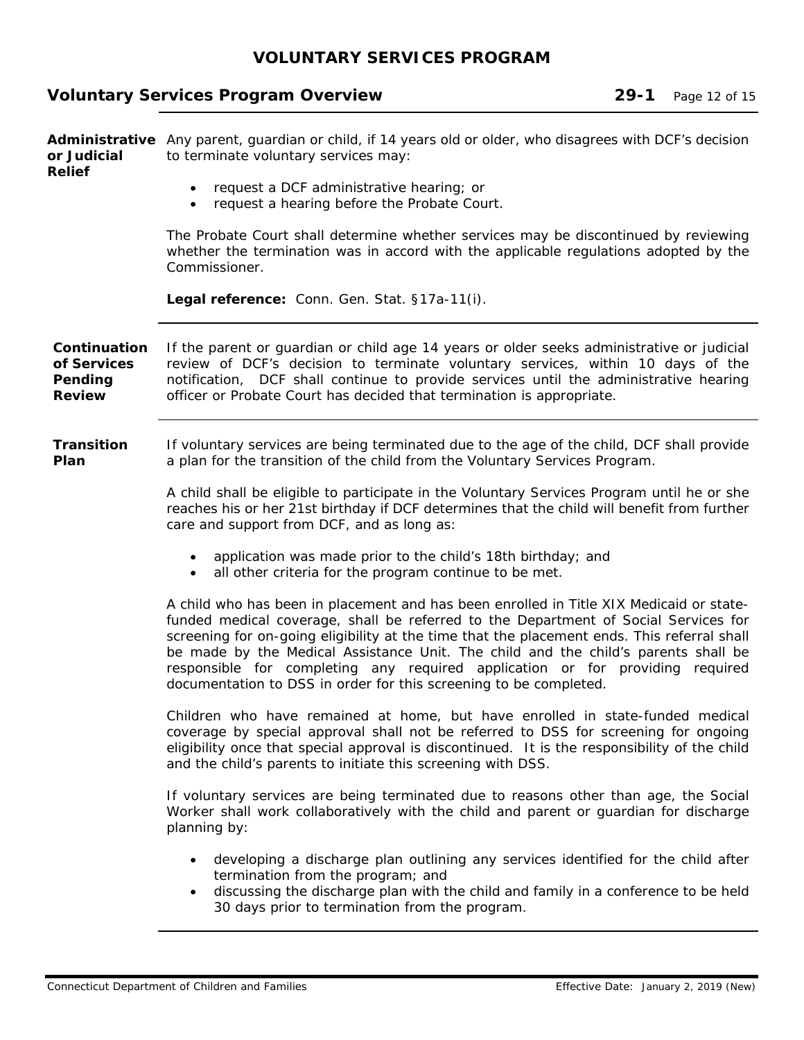### Administrative or Judicial Relief

Any parent, guardian or child, if 14 years old or older, who disagrees with DCF's decision to terminate voluntary services may:

- request a DCF administrative hearing; or
- request a hearing before the Probate Court.

The Probate Court shall determine whether services may be discontinued by reviewing whether the termination was in accord with the applicable regulations adopted by the Commissioner.

**Legal reference:** Conn. Gen. Stat. §17a-11(i).

### Continuation of Services Pending Review

If the parent or guardian or child age 14 years or older seeks administrative or judicial review of DCF's decision to terminate voluntary services, within 10 days of the notification, DCF shall continue to provide services until the administrative hearing officer or Probate Court has decided that termination is appropriate.

### Transition Plan

If voluntary services are being terminated due to the age of the child, DCF shall provide a plan for the transition of the child from the Voluntary Services Program.

A child shall be eligible to participate in the Voluntary Services Program until he or she reaches his or her 21st birthday if DCF determines that the child will benefit from further care and support from DCF, and as long as:

- application was made prior to the child's 18th birthday; and
- all other criteria for the program continue to be met.

A child who has been in placement and has been enrolled in Title XIX Medicaid or state-funded medical coverage, shall be referred to the Department of Social Services for screening for on-going eligibility at the time that the placement ends. This referral shall be made by the Medical Assistance Unit. The child and the child's parents shall be responsible for completing any required application or for providing required documentation to DSS in order for this screening to be completed.

Children who have remained at home, but have enrolled in state-funded medical coverage by special approval shall not be referred to DSS for screening for ongoing eligibility once that special approval is discontinued. It is the responsibility of the child and the child's parents to initiate this screening with DSS.

If voluntary services are being terminated due to reasons other than age, the Social Worker shall work collaboratively with the child and parent or guardian for discharge planning by:

- developing a discharge plan outlining any services identified for the child after termination from the program; and
- discussing the discharge plan with the child and family in a conference to be held 30 days prior to termination from the program.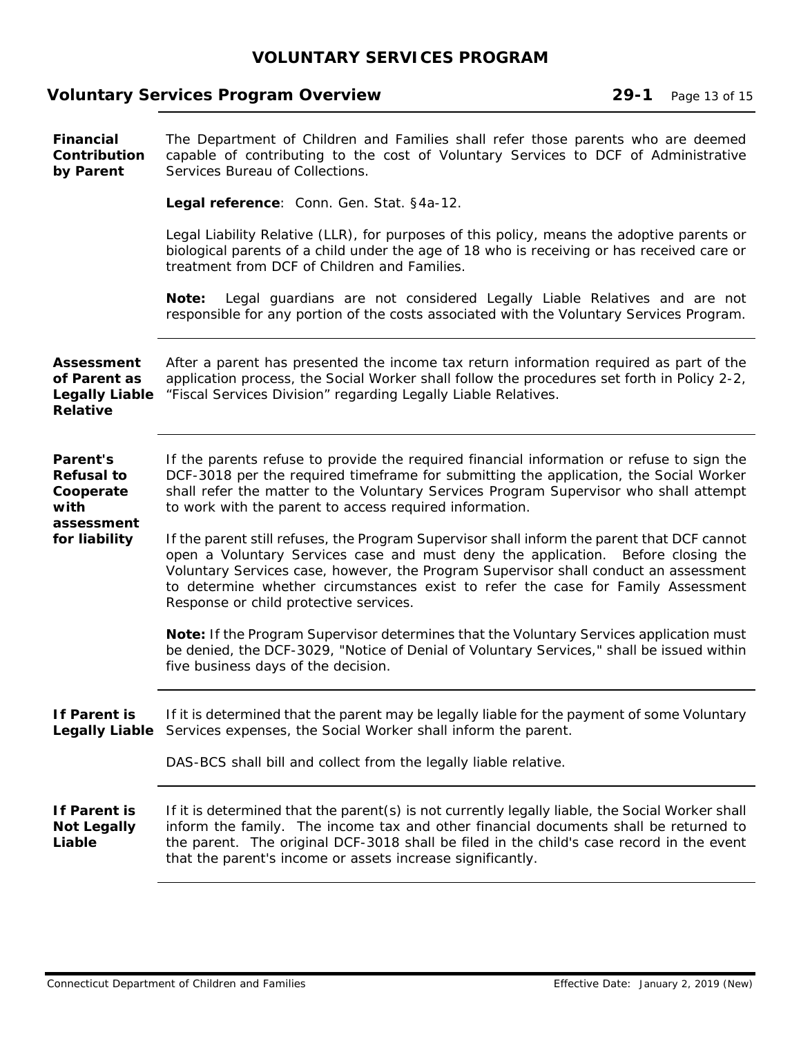### Financial Contribution by Parent

The Department of Children and Families shall refer those parents who are deemed capable of contributing to the cost of Voluntary Services to DCF of Administrative Services Bureau of Collections.

**Legal reference**: Conn. Gen. Stat. §4a-12.

Legal Liability Relative (LLR), for purposes of this policy, means the adoptive parents or biological parents of a child under the age of 18 who is receiving or has received care or treatment from DCF of Children and Families.

**Note:** Legal guardians are not considered Legally Liable Relatives and are not responsible for any portion of the costs associated with the Voluntary Services Program.

### Assessment of Parent as Legally Liable Relative

After a parent has presented the income tax return information required as part of the application process, the Social Worker shall follow the procedures set forth in Policy 2-2, "Fiscal Services Division" regarding Legally Liable Relatives.

### Parent's Refusal to Cooperate with assessment for liability

If the parents refuse to provide the required financial information or refuse to sign the DCF-3018 per the required timeframe for submitting the application, the Social Worker shall refer the matter to the Voluntary Services Program Supervisor who shall attempt to work with the parent to access required information.

If the parent still refuses, the Program Supervisor shall inform the parent that DCF cannot open a Voluntary Services case and must deny the application. Before closing the Voluntary Services case, however, the Program Supervisor shall conduct an assessment to determine whether circumstances exist to refer the case for Family Assessment Response or child protective services.

**Note:** If the Program Supervisor determines that the Voluntary Services application must be denied, the DCF-3029, "Notice of Denial of Voluntary Services," shall be issued within five business days of the decision.

### If Parent is Legally Liable

If it is determined that the parent may be legally liable for the payment of some Voluntary Services expenses, the Social Worker shall inform the parent.

DAS-BCS shall bill and collect from the legally liable relative.

### If Parent is Not Legally Liable

If it is determined that the parent(s) is not currently legally liable, the Social Worker shall inform the family. The income tax and other financial documents shall be returned to the parent. The original DCF-3018 shall be filed in the child's case record in the event that the parent's income or assets increase significantly.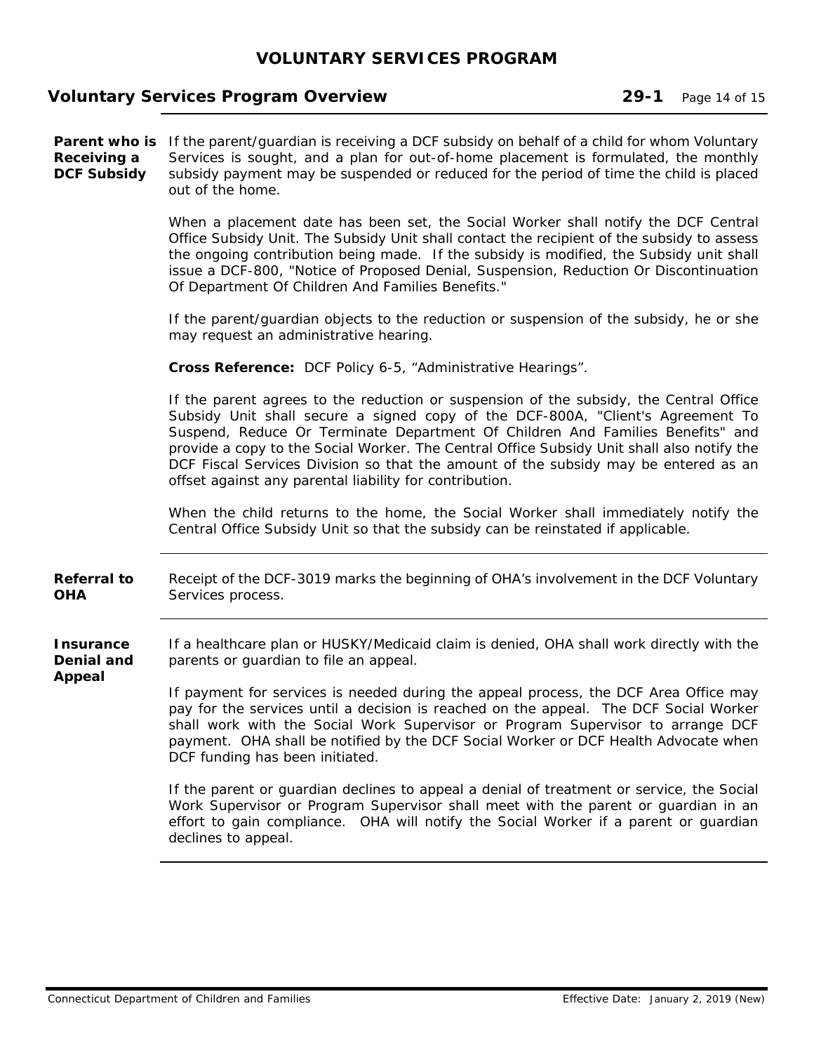**Parent who is Receiving a DCF Subsidy**

If the parent/guardian is receiving a DCF subsidy on behalf of a child for whom Voluntary Services is sought, and a plan for out-of-home placement is formulated, the monthly subsidy payment may be suspended or reduced for the period of time the child is placed out of the home.

When a placement date has been set, the Social Worker shall notify the DCF Central Office Subsidy Unit. The Subsidy Unit shall contact the recipient of the subsidy to assess the ongoing contribution being made. If the subsidy is modified, the Subsidy unit shall issue a DCF-800, "Notice of Proposed Denial, Suspension, Reduction Or Discontinuation Of Department Of Children And Families Benefits."

If the parent/guardian objects to the reduction or suspension of the subsidy, he or she may request an administrative hearing.

**Cross Reference:** DCF Policy 6-5, "Administrative Hearings".

If the parent agrees to the reduction or suspension of the subsidy, the Central Office Subsidy Unit shall secure a signed copy of the DCF-800A, "Client's Agreement To Suspend, Reduce Or Terminate Department Of Children And Families Benefits" and provide a copy to the Social Worker. The Central Office Subsidy Unit shall also notify the DCF Fiscal Services Division so that the amount of the subsidy may be entered as an offset against any parental liability for contribution.

When the child returns to the home, the Social Worker shall immediately notify the Central Office Subsidy Unit so that the subsidy can be reinstated if applicable.

**Referral to OHA**

Receipt of the DCF-3019 marks the beginning of OHA's involvement in the DCF Voluntary Services process.

**Insurance Denial and Appeal**

If a healthcare plan or HUSKY/Medicaid claim is denied, OHA shall work directly with the parents or guardian to file an appeal.

If payment for services is needed during the appeal process, the DCF Area Office may pay for the services until a decision is reached on the appeal. The DCF Social Worker shall work with the Social Work Supervisor or Program Supervisor to arrange DCF payment. OHA shall be notified by the DCF Social Worker or DCF Health Advocate when DCF funding has been initiated.

If the parent or guardian declines to appeal a denial of treatment or service, the Social Work Supervisor or Program Supervisor shall meet with the parent or guardian in an effort to gain compliance. OHA will notify the Social Worker if a parent or guardian declines to appeal.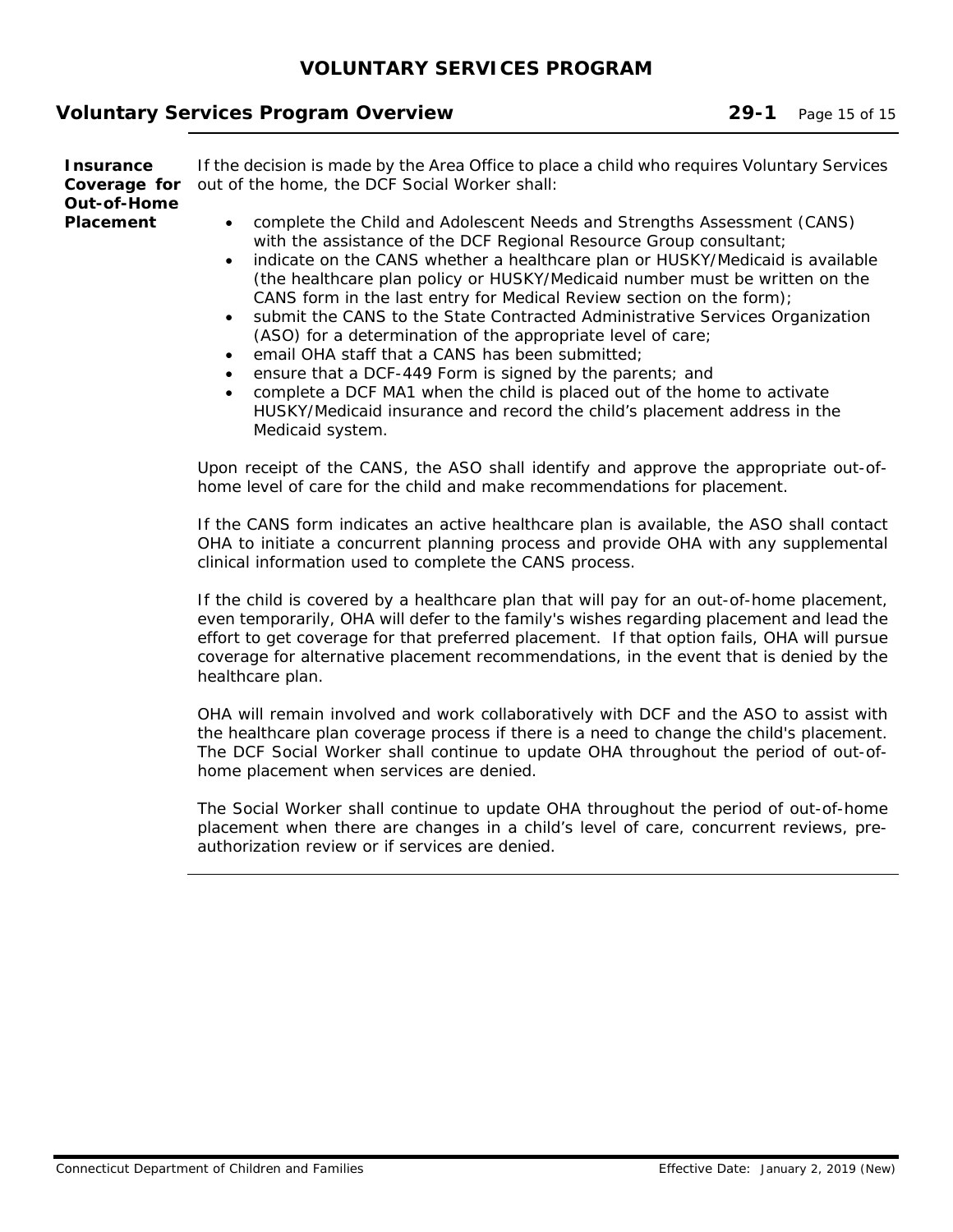### Insurance Coverage for Out-of-Home Placement

If the decision is made by the Area Office to place a child who requires Voluntary Services out of the home, the DCF Social Worker shall:

- complete the Child and Adolescent Needs and Strengths Assessment (CANS) with the assistance of the DCF Regional Resource Group consultant;
- indicate on the CANS whether a healthcare plan or HUSKY/Medicaid is available (the healthcare plan policy or HUSKY/Medicaid number must be written on the CANS form in the last entry for Medical Review section on the form);
- submit the CANS to the State Contracted Administrative Services Organization (ASO) for a determination of the appropriate level of care;
- email OHA staff that a CANS has been submitted;
- ensure that a DCF-449 Form is signed by the parents; and
- complete a DCF MA1 when the child is placed out of the home to activate HUSKY/Medicaid insurance and record the child's placement address in the Medicaid system.

Upon receipt of the CANS, the ASO shall identify and approve the appropriate out-of-home level of care for the child and make recommendations for placement.

If the CANS form indicates an active healthcare plan is available, the ASO shall contact OHA to initiate a concurrent planning process and provide OHA with any supplemental clinical information used to complete the CANS process.

If the child is covered by a healthcare plan that will pay for an out-of-home placement, even temporarily, OHA will defer to the family's wishes regarding placement and lead the effort to get coverage for that preferred placement. If that option fails, OHA will pursue coverage for alternative placement recommendations, in the event that is denied by the healthcare plan.

OHA will remain involved and work collaboratively with DCF and the ASO to assist with the healthcare plan coverage process if there is a need to change the child's placement. The DCF Social Worker shall continue to update OHA throughout the period of out-of-home placement when services are denied.

The Social Worker shall continue to update OHA throughout the period of out-of-home placement when there are changes in a child's level of care, concurrent reviews, pre-authorization review or if services are denied.